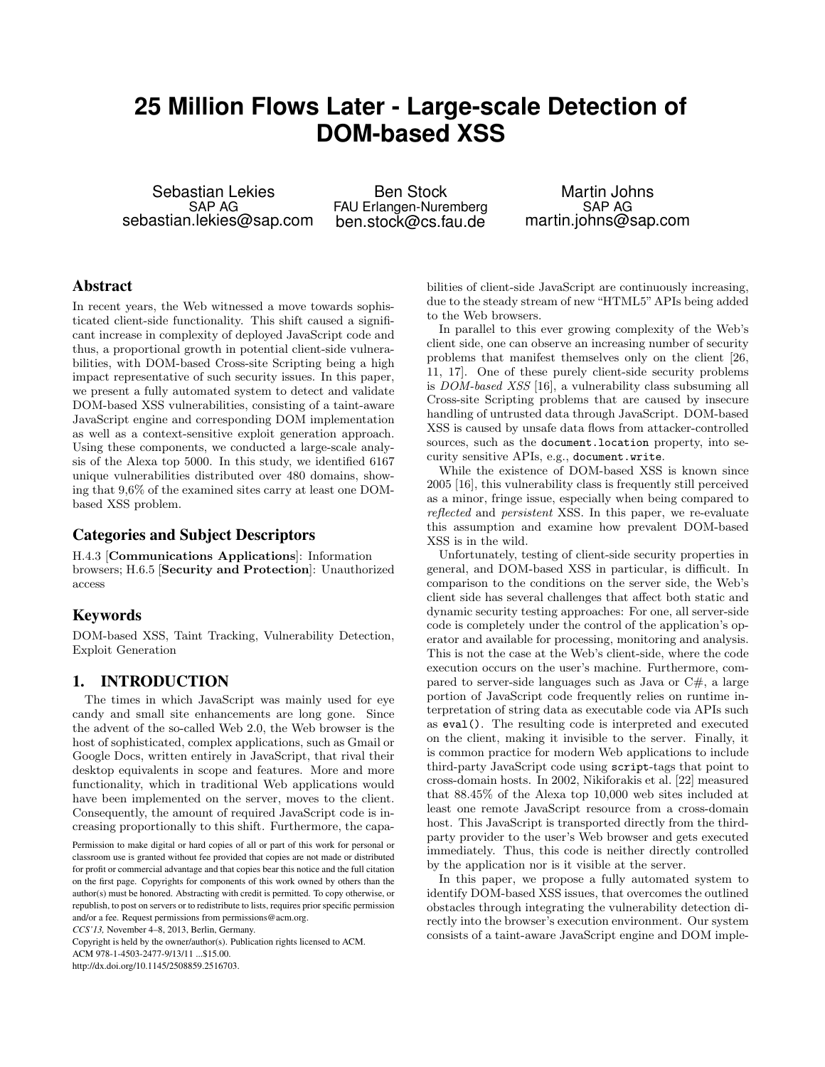# 25 Million Flows Later - Large-scale Detection of DOM-based XSS

Sebastian Lekies
SAP AG
sebastian.lekies@sap.com

Ben Stock
FAU Erlangen-Nuremberg
ben.stock@cs.fau.de

Martin Johns
SAP AG
martin.johns@sap.com

## Abstract

In recent years, the Web witnessed a move towards sophisticated client-side functionality. This shift caused a significant increase in complexity of deployed JavaScript code and thus, a proportional growth in potential client-side vulnerabilities, with DOM-based Cross-site Scripting being a high impact representative of such security issues. In this paper, we present a fully automated system to detect and validate DOM-based XSS vulnerabilities, consisting of a taint-aware JavaScript engine and corresponding DOM implementation as well as a context-sensitive exploit generation approach. Using these components, we conducted a large-scale analysis of the Alexa top 5000. In this study, we identified 6167 unique vulnerabilities distributed over 480 domains, showing that 9,6% of the examined sites carry at least one DOM-based XSS problem.

## Categories and Subject Descriptors

H.4.3 [**Communications Applications**]: Information browsers; H.6.5 [**Security and Protection**]: Unauthorized access

## Keywords

DOM-based XSS, Taint Tracking, Vulnerability Detection, Exploit Generation

## 1. INTRODUCTION

The times in which JavaScript was mainly used for eye candy and small site enhancements are long gone. Since the advent of the so-called Web 2.0, the Web browser is the host of sophisticated, complex applications, such as Gmail or Google Docs, written entirely in JavaScript, that rival their desktop equivalents in scope and features. More and more functionality, which in traditional Web applications would have been implemented on the server, moves to the client. Consequently, the amount of required JavaScript code is increasing proportionally to this shift. Furthermore, the capabilities of client-side JavaScript are continuously increasing, due to the steady stream of new "HTML5" APIs being added to the Web browsers.

Permission to make digital or hard copies of all or part of this work for personal or classroom use is granted without fee provided that copies are not made or distributed for profit or commercial advantage and that copies bear this notice and the full citation on the first page. Copyrights for components of this work owned by others than the author(s) must be honored. Abstracting with credit is permitted. To copy otherwise, or republish, to post on servers or to redistribute to lists, requires prior specific permission and/or a fee. Request permissions from permissions@acm.org.
*CCS'13,* November 4–8, 2013, Berlin, Germany.
Copyright is held by the owner/author(s). Publication rights licensed to ACM.
ACM 978-1-4503-2477-9/13/11 ...$15.00.
http://dx.doi.org/10.1145/2508859.2516703.

In parallel to this ever growing complexity of the Web's client side, one can observe an increasing number of security problems that manifest themselves only on the client [26, 11, 17]. One of these purely client-side security problems is *DOM-based XSS* [16], a vulnerability class subsuming all Cross-site Scripting problems that are caused by insecure handling of untrusted data through JavaScript. DOM-based XSS is caused by unsafe data flows from attacker-controlled sources, such as the `document.location` property, into security sensitive APIs, e.g., `document.write`.

While the existence of DOM-based XSS is known since 2005 [16], this vulnerability class is frequently still perceived as a minor, fringe issue, especially when being compared to *reflected* and *persistent* XSS. In this paper, we re-evaluate this assumption and examine how prevalent DOM-based XSS is in the wild.

Unfortunately, testing of client-side security properties in general, and DOM-based XSS in particular, is difficult. In comparison to the conditions on the server side, the Web's client side has several challenges that affect both static and dynamic security testing approaches: For one, all server-side code is completely under the control of the application's operator and available for processing, monitoring and analysis. This is not the case at the Web's client-side, where the code execution occurs on the user's machine. Furthermore, compared to server-side languages such as Java or C#, a large portion of JavaScript code frequently relies on runtime interpretation of string data as executable code via APIs such as `eval()`. The resulting code is interpreted and executed on the client, making it invisible to the server. Finally, it is common practice for modern Web applications to include third-party JavaScript code using `script`-tags that point to cross-domain hosts. In 2002, Nikiforakis et al. [22] measured that 88.45% of the Alexa top 10,000 web sites included at least one remote JavaScript resource from a cross-domain host. This JavaScript is transported directly from the third-party provider to the user's Web browser and gets executed immediately. Thus, this code is neither directly controlled by the application nor is it visible at the server.

In this paper, we propose a fully automated system to identify DOM-based XSS issues, that overcomes the outlined obstacles through integrating the vulnerability detection directly into the browser's execution environment. Our system consists of a taint-aware JavaScript engine and DOM imple-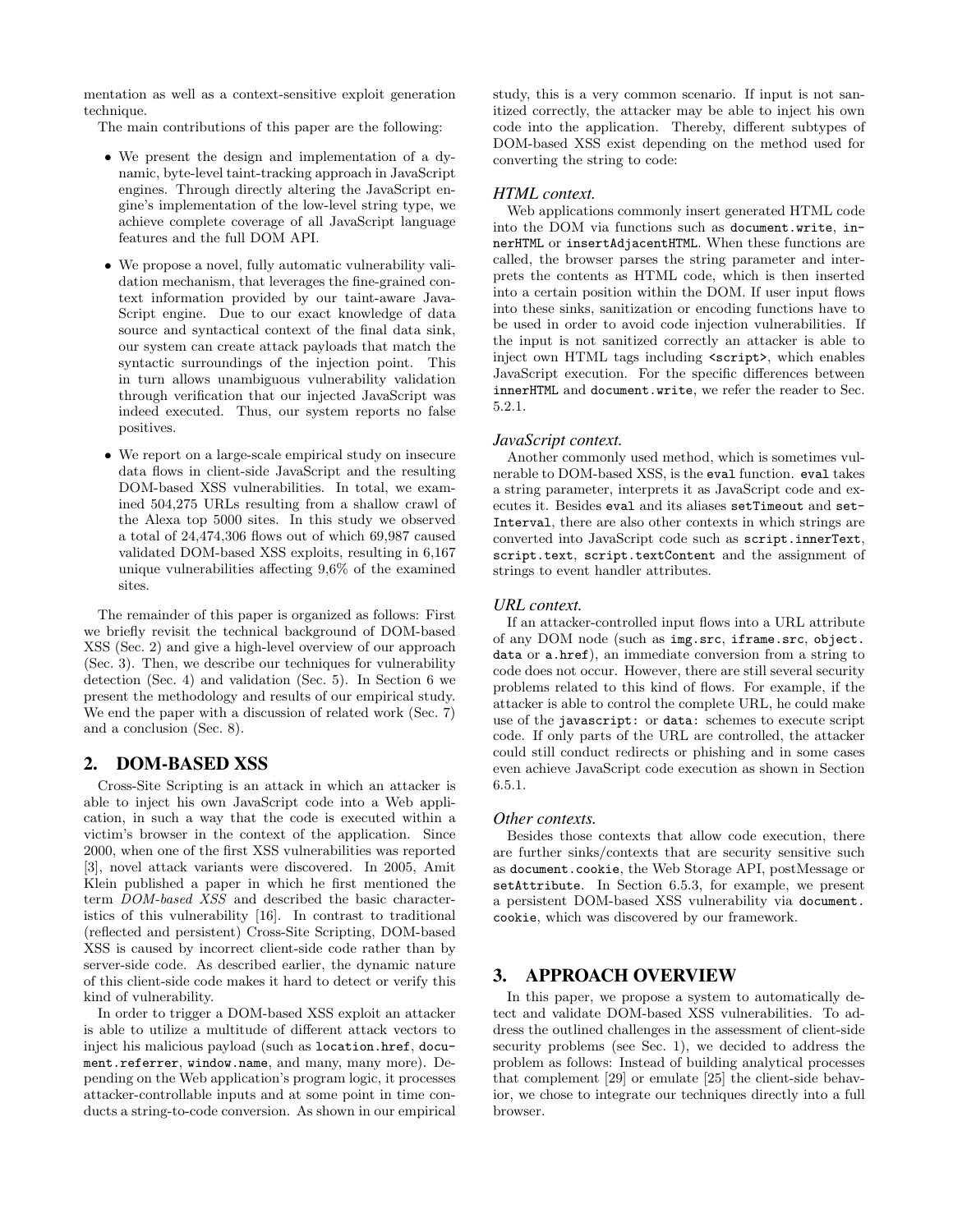mentation as well as a context-sensitive exploit generation technique.

The main contributions of this paper are the following:

- We present the design and implementation of a dynamic, byte-level taint-tracking approach in JavaScript engines. Through directly altering the JavaScript engine's implementation of the low-level string type, we achieve complete coverage of all JavaScript language features and the full DOM API.
- We propose a novel, fully automatic vulnerability validation mechanism, that leverages the fine-grained context information provided by our taint-aware JavaScript engine. Due to our exact knowledge of data source and syntactical context of the final data sink, our system can create attack payloads that match the syntactic surroundings of the injection point. This in turn allows unambiguous vulnerability validation through verification that our injected JavaScript was indeed executed. Thus, our system reports no false positives.
- We report on a large-scale empirical study on insecure data flows in client-side JavaScript and the resulting DOM-based XSS vulnerabilities. In total, we examined 504,275 URLs resulting from a shallow crawl of the Alexa top 5000 sites. In this study we observed a total of 24,474,306 flows out of which 69,987 caused validated DOM-based XSS exploits, resulting in 6,167 unique vulnerabilities affecting 9,6% of the examined sites.

The remainder of this paper is organized as follows: First we briefly revisit the technical background of DOM-based XSS (Sec. 2) and give a high-level overview of our approach (Sec. 3). Then, we describe our techniques for vulnerability detection (Sec. 4) and validation (Sec. 5). In Section 6 we present the methodology and results of our empirical study. We end the paper with a discussion of related work (Sec. 7) and a conclusion (Sec. 8).

## 2. DOM-BASED XSS

Cross-Site Scripting is an attack in which an attacker is able to inject his own JavaScript code into a Web application, in such a way that the code is executed within a victim's browser in the context of the application. Since 2000, when one of the first XSS vulnerabilities was reported [3], novel attack variants were discovered. In 2005, Amit Klein published a paper in which he first mentioned the term *DOM-based XSS* and described the basic characteristics of this vulnerability [16]. In contrast to traditional (reflected and persistent) Cross-Site Scripting, DOM-based XSS is caused by incorrect client-side code rather than by server-side code. As described earlier, the dynamic nature of this client-side code makes it hard to detect or verify this kind of vulnerability.

In order to trigger a DOM-based XSS exploit an attacker is able to utilize a multitude of different attack vectors to inject his malicious payload (such as `location.href`, `document.referrer`, `window.name`, and many, many more). Depending on the Web application's program logic, it processes attacker-controllable inputs and at some point in time conducts a string-to-code conversion. As shown in our empirical study, this is a very common scenario. If input is not sanitized correctly, the attacker may be able to inject his own code into the application. Thereby, different subtypes of DOM-based XSS exist depending on the method used for converting the string to code:

### *HTML context.*

Web applications commonly insert generated HTML code into the DOM via functions such as `document.write`, `innerHTML` or `insertAdjacentHTML`. When these functions are called, the browser parses the string parameter and interprets the contents as HTML code, which is then inserted into a certain position within the DOM. If user input flows into these sinks, sanitization or encoding functions have to be used in order to avoid code injection vulnerabilities. If the input is not sanitized correctly an attacker is able to inject own HTML tags including `<script>`, which enables JavaScript execution. For the specific differences between `innerHTML` and `document.write`, we refer the reader to Sec. 5.2.1.

### *JavaScript context.*

Another commonly used method, which is sometimes vulnerable to DOM-based XSS, is the `eval` function. `eval` takes a string parameter, interprets it as JavaScript code and executes it. Besides `eval` and its aliases `setTimeout` and `setInterval`, there are also other contexts in which strings are converted into JavaScript code such as `script.innerText`, `script.text`, `script.textContent` and the assignment of strings to event handler attributes.

### *URL context.*

If an attacker-controlled input flows into a URL attribute of any DOM node (such as `img.src`, `iframe.src`, `object.data` or `a.href`), an immediate conversion from a string to code does not occur. However, there are still several security problems related to this kind of flows. For example, if the attacker is able to control the complete URL, he could make use of the `javascript:` or `data:` schemes to execute script code. If only parts of the URL are controlled, the attacker could still conduct redirects or phishing and in some cases even achieve JavaScript code execution as shown in Section 6.5.1.

### *Other contexts.*

Besides those contexts that allow code execution, there are further sinks/contexts that are security sensitive such as `document.cookie`, the Web Storage API, postMessage or `setAttribute`. In Section 6.5.3, for example, we present a persistent DOM-based XSS vulnerability via `document.cookie`, which was discovered by our framework.

## 3. APPROACH OVERVIEW

In this paper, we propose a system to automatically detect and validate DOM-based XSS vulnerabilities. To address the outlined challenges in the assessment of client-side security problems (see Sec. 1), we decided to address the problem as follows: Instead of building analytical processes that complement [29] or emulate [25] the client-side behavior, we chose to integrate our techniques directly into a full browser.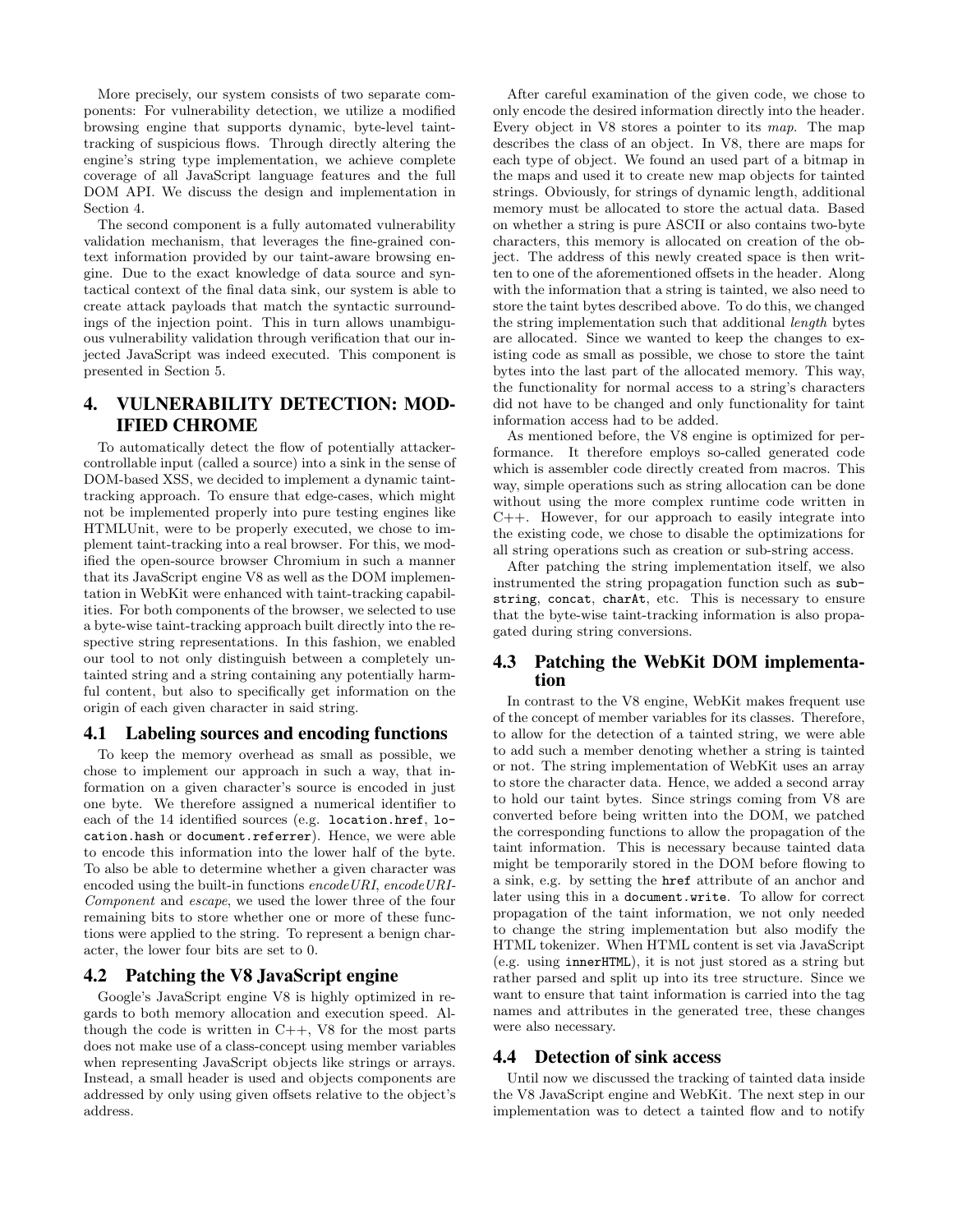More precisely, our system consists of two separate components: For vulnerability detection, we utilize a modified browsing engine that supports dynamic, byte-level taint-tracking of suspicious flows. Through directly altering the engine's string type implementation, we achieve complete coverage of all JavaScript language features and the full DOM API. We discuss the design and implementation in Section 4.

The second component is a fully automated vulnerability validation mechanism, that leverages the fine-grained context information provided by our taint-aware browsing engine. Due to the exact knowledge of data source and syntactical context of the final data sink, our system is able to create attack payloads that match the syntactic surroundings of the injection point. This in turn allows unambiguous vulnerability validation through verification that our injected JavaScript was indeed executed. This component is presented in Section 5.

# 4. VULNERABILITY DETECTION: MODIFIED CHROME

To automatically detect the flow of potentially attacker-controllable input (called a source) into a sink in the sense of DOM-based XSS, we decided to implement a dynamic taint-tracking approach. To ensure that edge-cases, which might not be implemented properly into pure testing engines like HTMLUnit, were to be properly executed, we chose to implement taint-tracking into a real browser. For this, we modified the open-source browser Chromium in such a manner that its JavaScript engine V8 as well as the DOM implementation in WebKit were enhanced with taint-tracking capabilities. For both components of the browser, we selected to use a byte-wise taint-tracking approach built directly into the respective string representations. In this fashion, we enabled our tool to not only distinguish between a completely untainted string and a string containing any potentially harmful content, but also to specifically get information on the origin of each given character in said string.

## 4.1 Labeling sources and encoding functions

To keep the memory overhead as small as possible, we chose to implement our approach in such a way, that information on a given character's source is encoded in just one byte. We therefore assigned a numerical identifier to each of the 14 identified sources (e.g. `location.href`, `location.hash` or `document.referrer`). Hence, we were able to encode this information into the lower half of the byte. To also be able to determine whether a given character was encoded using the built-in functions *encodeURI*, *encodeURIComponent* and *escape*, we used the lower three of the four remaining bits to store whether one or more of these functions were applied to the string. To represent a benign character, the lower four bits are set to 0.

## 4.2 Patching the V8 JavaScript engine

Google's JavaScript engine V8 is highly optimized in regards to both memory allocation and execution speed. Although the code is written in C++, V8 for the most parts does not make use of a class-concept using member variables when representing JavaScript objects like strings or arrays. Instead, a small header is used and objects components are addressed by only using given offsets relative to the object's address.

After careful examination of the given code, we chose to only encode the desired information directly into the header. Every object in V8 stores a pointer to its *map*. The map describes the class of an object. In V8, there are maps for each type of object. We found an used part of a bitmap in the maps and used it to create new map objects for tainted strings. Obviously, for strings of dynamic length, additional memory must be allocated to store the actual data. Based on whether a string is pure ASCII or also contains two-byte characters, this memory is allocated on creation of the object. The address of this newly created space is then written to one of the aforementioned offsets in the header. Along with the information that a string is tainted, we also need to store the taint bytes described above. To do this, we changed the string implementation such that additional *length* bytes are allocated. Since we wanted to keep the changes to existing code as small as possible, we chose to store the taint bytes into the last part of the allocated memory. This way, the functionality for normal access to a string's characters did not have to be changed and only functionality for taint information access had to be added.

As mentioned before, the V8 engine is optimized for performance. It therefore employs so-called generated code which is assembler code directly created from macros. This way, simple operations such as string allocation can be done without using the more complex runtime code written in C++. However, for our approach to easily integrate into the existing code, we chose to disable the optimizations for all string operations such as creation or sub-string access.

After patching the string implementation itself, we also instrumented the string propagation function such as `substring`, `concat`, `charAt`, etc. This is necessary to ensure that the byte-wise taint-tracking information is also propagated during string conversions.

## 4.3 Patching the WebKit DOM implementation

In contrast to the V8 engine, WebKit makes frequent use of the concept of member variables for its classes. Therefore, to allow for the detection of a tainted string, we were able to add such a member denoting whether a string is tainted or not. The string implementation of WebKit uses an array to store the character data. Hence, we added a second array to hold our taint bytes. Since strings coming from V8 are converted before being written into the DOM, we patched the corresponding functions to allow the propagation of the taint information. This is necessary because tainted data might be temporarily stored in the DOM before flowing to a sink, e.g. by setting the `href` attribute of an anchor and later using this in a `document.write`. To allow for correct propagation of the taint information, we not only needed to change the string implementation but also modify the HTML tokenizer. When HTML content is set via JavaScript (e.g. using `innerHTML`), it is not just stored as a string but rather parsed and split up into its tree structure. Since we want to ensure that taint information is carried into the tag names and attributes in the generated tree, these changes were also necessary.

## 4.4 Detection of sink access

Until now we discussed the tracking of tainted data inside the V8 JavaScript engine and WebKit. The next step in our implementation was to detect a tainted flow and to notify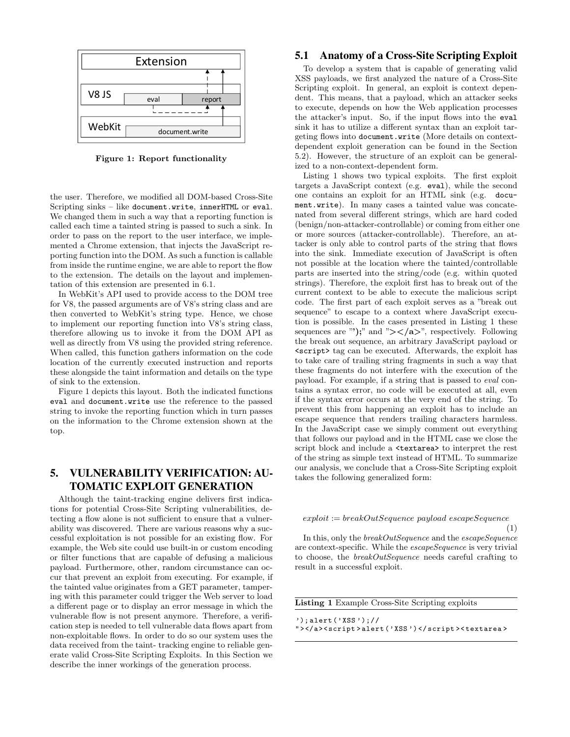Extension

V8 JS

eval

report

WebKit

document.write

**Figure 1: Report functionality**

the user. Therefore, we modified all DOM-based Cross-Site Scripting sinks – like `document.write`, `innerHTML` or `eval`. We changed them in such a way that a reporting function is called each time a tainted string is passed to such a sink. In order to pass on the report to the user interface, we implemented a Chrome extension, that injects the JavaScript reporting function into the DOM. As such a function is callable from inside the runtime engine, we are able to report the flow to the extension. The details on the layout and implementation of this extension are presented in 6.1.

In WebKit's API used to provide access to the DOM tree for V8, the passed arguments are of V8's string class and are then converted to WebKit's string type. Hence, we chose to implement our reporting function into V8's string class, therefore allowing us to invoke it from the DOM API as well as directly from V8 using the provided string reference. When called, this function gathers information on the code location of the currently executed instruction and reports these alongside the taint information and details on the type of sink to the extension.

Figure 1 depicts this layout. Both the indicated functions `eval` and `document.write` use the reference to the passed string to invoke the reporting function which in turn passes on the information to the Chrome extension shown at the top.

# 5. VULNERABILITY VERIFICATION: AUTOMATIC EXPLOIT GENERATION

Although the taint-tracking engine delivers first indications for potential Cross-Site Scripting vulnerabilities, detecting a flow alone is not sufficient to ensure that a vulnerability was discovered. There are various reasons why a successful exploitation is not possible for an existing flow. For example, the Web site could use built-in or custom encoding or filter functions that are capable of defusing a malicious payload. Furthermore, other, random circumstance can occur that prevent an exploit from executing. For example, if the tainted value originates from a GET parameter, tampering with this parameter could trigger the Web server to load a different page or to display an error message in which the vulnerable flow is not present anymore. Therefore, a verification step is needed to tell vulnerable data flows apart from non-exploitable flows. In order to do so our system uses the data received from the taint- tracking engine to reliable generate valid Cross-Site Scripting Exploits. In this Section we describe the inner workings of the generation process.

## 5.1 Anatomy of a Cross-Site Scripting Exploit

To develop a system that is capable of generating valid XSS payloads, we first analyzed the nature of a Cross-Site Scripting exploit. In general, an exploit is context dependent. This means, that a payload, which an attacker seeks to execute, depends on how the Web application processes the attacker's input. So, if the input flows into the `eval` sink it has to utilize a different syntax than an exploit targeting flows into `document.write` (More details on context-dependent exploit generation can be found in the Section 5.2). However, the structure of an exploit can be generalized to a non-context-dependent form.

Listing 1 shows two typical exploits. The first exploit targets a JavaScript context (e.g. `eval`), while the second one contains an exploit for an HTML sink (e.g. `document.write`). In many cases a tainted value was concatenated from several different strings, which are hard coded (benign/non-attacker-controllable) or coming from either one or more sources (attacker-controllable). Therefore, an attacker is only able to control parts of the string that flows into the sink. Immediate execution of JavaScript is often not possible at the location where the tainted/controllable parts are inserted into the string/code (e.g. within quoted strings). Therefore, the exploit first has to break out of the current context to be able to execute the malicious script code. The first part of each exploit serves as a "break out sequence" to escape to a context where JavaScript execution is possible. In the cases presented in Listing 1 these sequences are "');" and "></a>", respectively. Following the break out sequence, an arbitrary JavaScript payload or `<script>` tag can be executed. Afterwards, the exploit has to take care of trailing string fragments in such a way that these fragments do not interfere with the execution of the payload. For example, if a string that is passed to *eval* contains a syntax error, no code will be executed at all, even if the syntax error occurs at the very end of the string. To prevent this from happening an exploit has to include an escape sequence that renders trailing characters harmless. In the JavaScript case we simply comment out everything that follows our payload and in the HTML case we close the script block and include a `<textarea>` to interpret the rest of the string as simple text instead of HTML. To summarize our analysis, we conclude that a Cross-Site Scripting exploit takes the following generalized form:

$$exploit := breakOutSequence\ payload\ escapeSequence \tag{1}$$

In this, only the *breakOutSequence* and the *escapeSequence* are context-specific. While the *escapeSequence* is very trivial to choose, the *breakOutSequence* needs careful crafting to result in a successful exploit.

**Listing 1** Example Cross-Site Scripting exploits

```
');alert('XSS');//
"></a><script>alert('XSS')</script><textarea>
```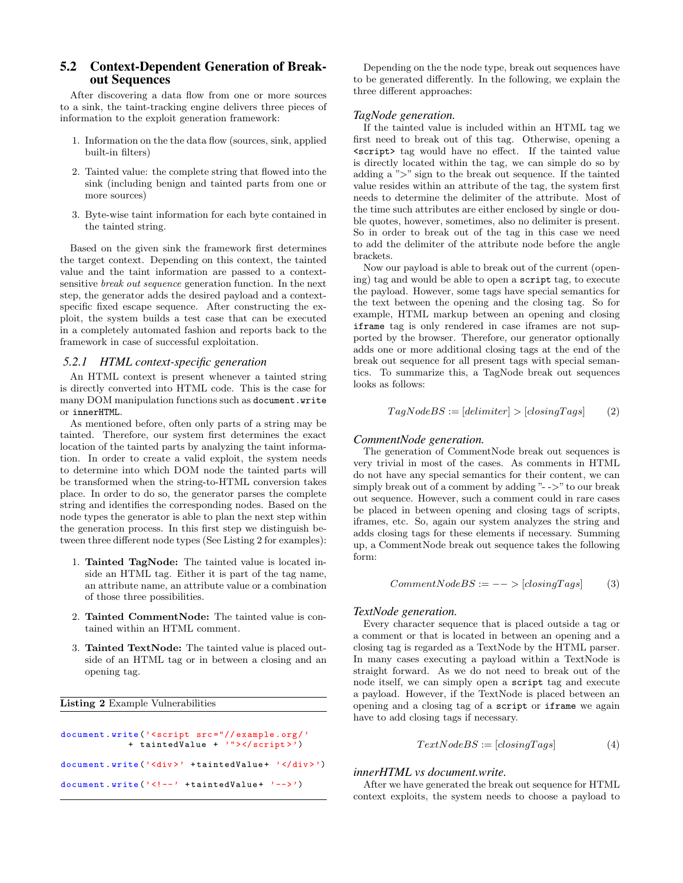### 5.2 Context-Dependent Generation of Breakout Sequences

After discovering a data flow from one or more sources to a sink, the taint-tracking engine delivers three pieces of information to the exploit generation framework:

1. Information on the the data flow (sources, sink, applied built-in filters)
2. Tainted value: the complete string that flowed into the sink (including benign and tainted parts from one or more sources)
3. Byte-wise taint information for each byte contained in the tainted string.

Based on the given sink the framework first determines the target context. Depending on this context, the tainted value and the taint information are passed to a context-sensitive *break out sequence* generation function. In the next step, the generator adds the desired payload and a context-specific fixed escape sequence. After constructing the exploit, the system builds a test case that can be executed in a completely automated fashion and reports back to the framework in case of successful exploitation.

#### 5.2.1 HTML context-specific generation

An HTML context is present whenever a tainted string is directly converted into HTML code. This is the case for many DOM manipulation functions such as `document.write` or `innerHTML`.

As mentioned before, often only parts of a string may be tainted. Therefore, our system first determines the exact location of the tainted parts by analyzing the taint information. In order to create a valid exploit, the system needs to determine into which DOM node the tainted parts will be transformed when the string-to-HTML conversion takes place. In order to do so, the generator parses the complete string and identifies the corresponding nodes. Based on the node types the generator is able to plan the next step within the generation process. In this first step we distinguish between three different node types (See Listing 2 for examples):

1. **Tainted TagNode:** The tainted value is located inside an HTML tag. Either it is part of the tag name, an attribute name, an attribute value or a combination of those three possibilities.
2. **Tainted CommentNode:** The tainted value is contained within an HTML comment.
3. **Tainted TextNode:** The tainted value is placed outside of an HTML tag or in between a closing and an opening tag.

**Listing 2** Example Vulnerabilities

```
document.write('<script src="//example.org/'
           + taintedValue + '"></script>')

document.write('<div>' +taintedValue+ '</div>')

document.write('<!--' +taintedValue+ '-->')
```

Depending on the the node type, break out sequences have to be generated differently. In the following, we explain the three different approaches:

*TagNode generation.*

If the tainted value is included within an HTML tag we first need to break out of this tag. Otherwise, opening a `<script>` tag would have no effect. If the tainted value is directly located within the tag, we can simple do so by adding a ">" sign to the break out sequence. If the tainted value resides within an attribute of the tag, the system first needs to determine the delimiter of the attribute. Most of the time such attributes are either enclosed by single or double quotes, however, sometimes, also no delimiter is present. So in order to break out of the tag in this case we need to add the delimiter of the attribute node before the angle brackets.

Now our payload is able to break out of the current (opening) tag and would be able to open a `script` tag, to execute the payload. However, some tags have special semantics for the text between the opening and the closing tag. So for example, HTML markup between an opening and closing `iframe` tag is only rendered in case iframes are not supported by the browser. Therefore, our generator optionally adds one or more additional closing tags at the end of the break out sequence for all present tags with special semantics. To summarize this, a TagNode break out sequences looks as follows:

$$TagNodeBS := [delimiter] > [closingTags] \qquad (2)$$

*CommentNode generation.*

The generation of CommentNode break out sequences is very trivial in most of the cases. As comments in HTML do not have any special semantics for their content, we can simply break out of a comment by adding "- ->" to our break out sequence. However, such a comment could in rare cases be placed in between opening and closing tags of scripts, iframes, etc. So, again our system analyzes the string and adds closing tags for these elements if necessary. Summing up, a CommentNode break out sequence takes the following form:

$$CommentNodeBS := -- > [closingTags] \qquad (3)$$

*TextNode generation.*

Every character sequence that is placed outside a tag or a comment or that is located in between an opening and a closing tag is regarded as a TextNode by the HTML parser. In many cases executing a payload within a TextNode is straight forward. As we do not need to break out of the node itself, we can simply open a `script` tag and execute a payload. However, if the TextNode is placed between an opening and a closing tag of a `script` or `iframe` we again have to add closing tags if necessary.

$$TextNodeBS := [closingTags] \qquad (4)$$

*innerHTML vs document.write.*

After we have generated the break out sequence for HTML context exploits, the system needs to choose a payload to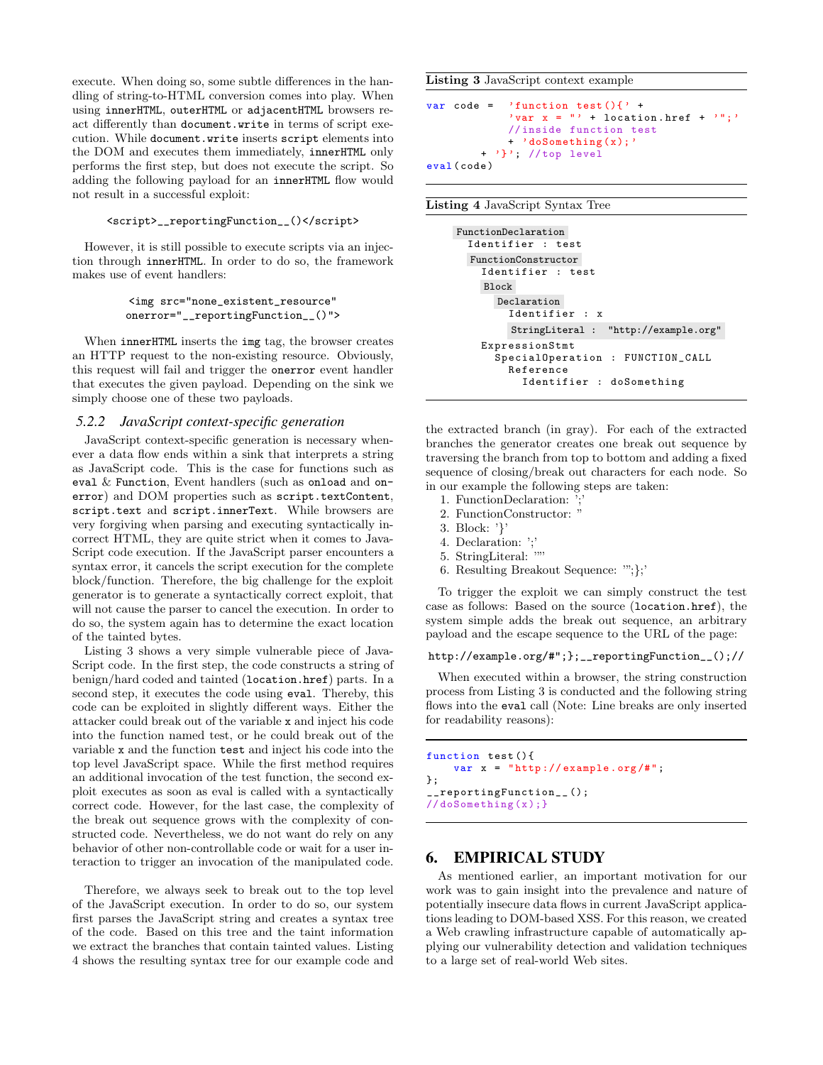execute. When doing so, some subtle differences in the handling of string-to-HTML conversion comes into play. When using `innerHTML`, `outerHTML` or `adjacentHTML` browsers react differently than `document.write` in terms of script execution. While `document.write` inserts `script` elements into the DOM and executes them immediately, `innerHTML` only performs the first step, but does not execute the script. So adding the following payload for an `innerHTML` flow would not result in a successful exploit:

```
<script>__reportingFunction__()</script>
```

However, it is still possible to execute scripts via an injection through `innerHTML`. In order to do so, the framework makes use of event handlers:

```
<img src="none_existent_resource"
onerror="__reportingFunction__()">
```

When `innerHTML` inserts the `img` tag, the browser creates an HTTP request to the non-existing resource. Obviously, this request will fail and trigger the `onerror` event handler that executes the given payload. Depending on the sink we simply choose one of these two payloads.

### 5.2.2 *JavaScript context-specific generation*

JavaScript context-specific generation is necessary whenever a data flow ends within a sink that interprets a string as JavaScript code. This is the case for functions such as `eval` & `Function`, Event handlers (such as `onload` and `onerror`) and DOM properties such as `script.textContent`, `script.text` and `script.innerText`. While browsers are very forgiving when parsing and executing syntactically incorrect HTML, they are quite strict when it comes to JavaScript code execution. If the JavaScript parser encounters a syntax error, it cancels the script execution for the complete block/function. Therefore, the big challenge for the exploit generator is to generate a syntactically correct exploit, that will not cause the parser to cancel the execution. In order to do so, the system again has to determine the exact location of the tainted bytes.

Listing 3 shows a very simple vulnerable piece of JavaScript code. In the first step, the code constructs a string of benign/hard coded and tainted (`location.href`) parts. In a second step, it executes the code using `eval`. Thereby, this code can be exploited in slightly different ways. Either the attacker could break out of the variable `x` and inject his code into the function named test, or he could break out of the variable `x` and the function `test` and inject his code into the top level JavaScript space. While the first method requires an additional invocation of the test function, the second exploit executes as soon as eval is called with a syntactically correct code. However, for the last case, the complexity of the break out sequence grows with the complexity of constructed code. Nevertheless, we do not want do rely on any behavior of other non-controllable code or wait for a user interaction to trigger an invocation of the manipulated code.

Therefore, we always seek to break out to the top level of the JavaScript execution. In order to do so, our system first parses the JavaScript string and creates a syntax tree of the code. Based on this tree and the taint information we extract the branches that contain tainted values. Listing 4 shows the resulting syntax tree for our example code and the extracted branch (in gray). For each of the extracted branches the generator creates one break out sequence by traversing the branch from top to bottom and adding a fixed sequence of closing/break out characters for each node. So in our example the following steps are taken:

1. FunctionDeclaration: ';'
2. FunctionConstructor: ''
3. Block: '}'
4. Declaration: ';'
5. StringLiteral: '"'
6. Resulting Breakout Sequence: '";};'

**Listing 3** JavaScript context example

```
var code =  'function test(){' +
            'var x = "' + location.href + '";'
            //inside function test
            + 'doSomething(x);'
        + '}'; //top level
eval(code)
```

**Listing 4** JavaScript Syntax Tree

```
FunctionDeclaration
  Identifier : test
  FunctionConstructor
    Identifier : test
    Block
      Declaration
        Identifier : x
        StringLiteral :  "http://example.org"
    ExpressionStmt
      SpecialOperation : FUNCTION_CALL
        Reference
          Identifier : doSomething
```

To trigger the exploit we can simply construct the test case as follows: Based on the source (`location.href`), the system simple adds the break out sequence, an arbitrary payload and the escape sequence to the URL of the page:

```
http://example.org/#";};__reportingFunction__();//
```

When executed within a browser, the string construction process from Listing 3 is conducted and the following string flows into the `eval` call (Note: Line breaks are only inserted for readability reasons):

```
function test(){
    var x = "http://example.org/#";
};
__reportingFunction__();
//doSomething(x);}
```

## 6. EMPIRICAL STUDY

As mentioned earlier, an important motivation for our work was to gain insight into the prevalence and nature of potentially insecure data flows in current JavaScript applications leading to DOM-based XSS. For this reason, we created a Web crawling infrastructure capable of automatically applying our vulnerability detection and validation techniques to a large set of real-world Web sites.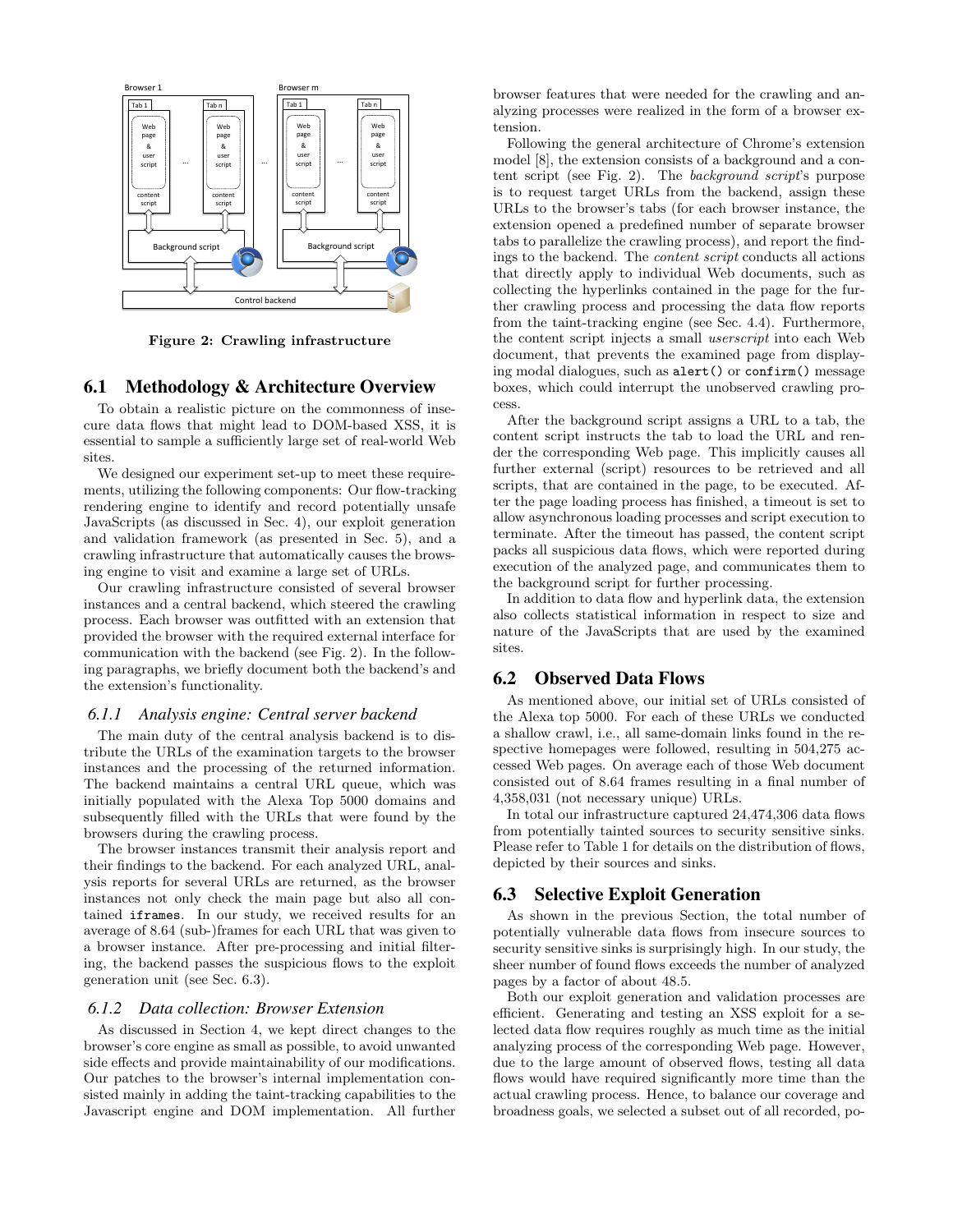Figure 2: Crawling infrastructure

## 6.1 Methodology & Architecture Overview

To obtain a realistic picture on the commonness of insecure data flows that might lead to DOM-based XSS, it is essential to sample a sufficiently large set of real-world Web sites.

We designed our experiment set-up to meet these requirements, utilizing the following components: Our flow-tracking rendering engine to identify and record potentially unsafe JavaScripts (as discussed in Sec. 4), our exploit generation and validation framework (as presented in Sec. 5), and a crawling infrastructure that automatically causes the browsing engine to visit and examine a large set of URLs.

Our crawling infrastructure consisted of several browser instances and a central backend, which steered the crawling process. Each browser was outfitted with an extension that provided the browser with the required external interface for communication with the backend (see Fig. 2). In the following paragraphs, we briefly document both the backend's and the extension's functionality.

### *6.1.1 Analysis engine: Central server backend*

The main duty of the central analysis backend is to distribute the URLs of the examination targets to the browser instances and the processing of the returned information. The backend maintains a central URL queue, which was initially populated with the Alexa Top 5000 domains and subsequently filled with the URLs that were found by the browsers during the crawling process.

The browser instances transmit their analysis report and their findings to the backend. For each analyzed URL, analysis reports for several URLs are returned, as the browser instances not only check the main page but also all contained `iframes`. In our study, we received results for an average of 8.64 (sub-)frames for each URL that was given to a browser instance. After pre-processing and initial filtering, the backend passes the suspicious flows to the exploit generation unit (see Sec. 6.3).

### *6.1.2 Data collection: Browser Extension*

As discussed in Section 4, we kept direct changes to the browser's core engine as small as possible, to avoid unwanted side effects and provide maintainability of our modifications. Our patches to the browser's internal implementation consisted mainly in adding the taint-tracking capabilities to the Javascript engine and DOM implementation. All further browser features that were needed for the crawling and analyzing processes were realized in the form of a browser extension.

Following the general architecture of Chrome's extension model [8], the extension consists of a background and a content script (see Fig. 2). The *background script*'s purpose is to request target URLs from the backend, assign these URLs to the browser's tabs (for each browser instance, the extension opened a predefined number of separate browser tabs to parallelize the crawling process), and report the findings to the backend. The *content script* conducts all actions that directly apply to individual Web documents, such as collecting the hyperlinks contained in the page for the further crawling process and processing the data flow reports from the taint-tracking engine (see Sec. 4.4). Furthermore, the content script injects a small *userscript* into each Web document, that prevents the examined page from displaying modal dialogues, such as `alert()` or `confirm()` message boxes, which could interrupt the unobserved crawling process.

After the background script assigns a URL to a tab, the content script instructs the tab to load the URL and render the corresponding Web page. This implicitly causes all further external (script) resources to be retrieved and all scripts, that are contained in the page, to be executed. After the page loading process has finished, a timeout is set to allow asynchronous loading processes and script execution to terminate. After the timeout has passed, the content script packs all suspicious data flows, which were reported during execution of the analyzed page, and communicates them to the background script for further processing.

In addition to data flow and hyperlink data, the extension also collects statistical information in respect to size and nature of the JavaScripts that are used by the examined sites.

## 6.2 Observed Data Flows

As mentioned above, our initial set of URLs consisted of the Alexa top 5000. For each of these URLs we conducted a shallow crawl, i.e., all same-domain links found in the respective homepages were followed, resulting in 504,275 accessed Web pages. On average each of those Web document consisted out of 8.64 frames resulting in a final number of 4,358,031 (not necessary unique) URLs.

In total our infrastructure captured 24,474,306 data flows from potentially tainted sources to security sensitive sinks. Please refer to Table 1 for details on the distribution of flows, depicted by their sources and sinks.

## 6.3 Selective Exploit Generation

As shown in the previous Section, the total number of potentially vulnerable data flows from insecure sources to security sensitive sinks is surprisingly high. In our study, the sheer number of found flows exceeds the number of analyzed pages by a factor of about 48.5.

Both our exploit generation and validation processes are efficient. Generating and testing an XSS exploit for a selected data flow requires roughly as much time as the initial analyzing process of the corresponding Web page. However, due to the large amount of observed flows, testing all data flows would have required significantly more time than the actual crawling process. Hence, to balance our coverage and broadness goals, we selected a subset out of all recorded, po-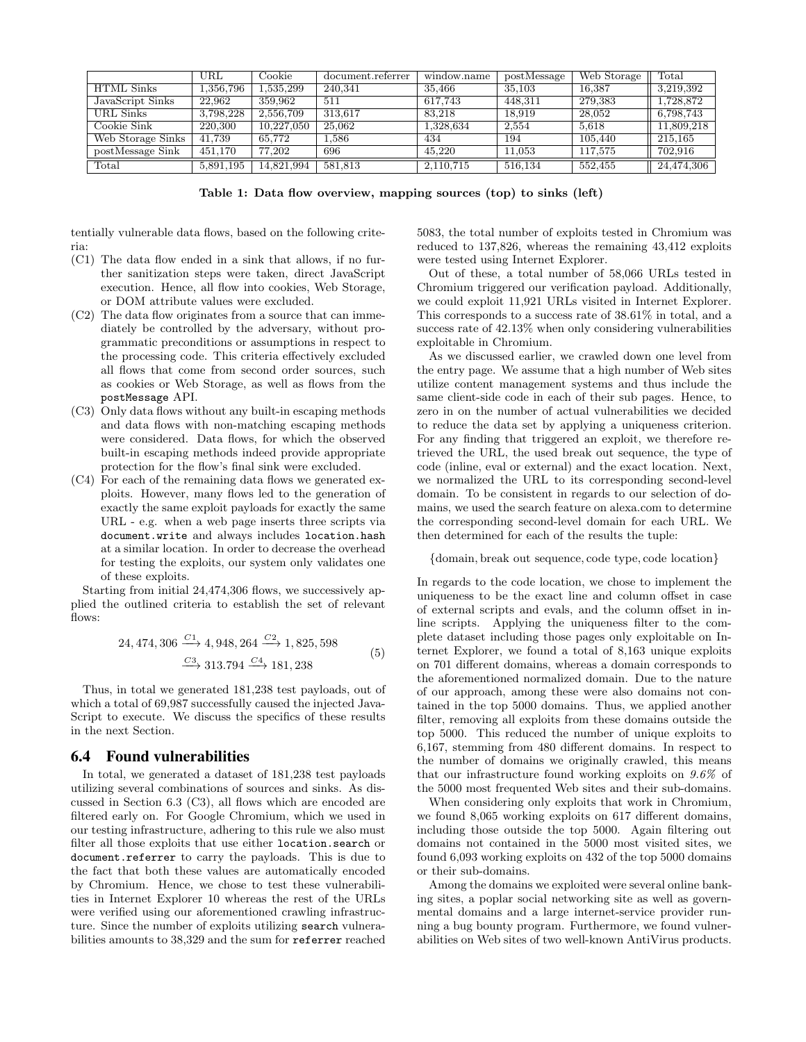|  | URL | Cookie | document.referrer | window.name | postMessage | Web Storage | Total |
| --- | --- | --- | --- | --- | --- | --- | --- |
| HTML Sinks | 1,356,796 | 1,535,299 | 240,341 | 35,466 | 35,103 | 16,387 | 3,219,392 |
| JavaScript Sinks | 22,962 | 359,962 | 511 | 617,743 | 448,311 | 279,383 | 1,728,872 |
| URL Sinks | 3,798,228 | 2,556,709 | 313,617 | 83,218 | 18,919 | 28,052 | 6,798,743 |
| Cookie Sink | 220,300 | 10,227,050 | 25,062 | 1,328,634 | 2,554 | 5,618 | 11,809,218 |
| Web Storage Sinks | 41,739 | 65,772 | 1,586 | 434 | 194 | 105,440 | 215,165 |
| postMessage Sink | 451,170 | 77,202 | 696 | 45,220 | 11,053 | 117,575 | 702,916 |
| Total | 5,891,195 | 14,821,994 | 581,813 | 2,110,715 | 516,134 | 552,455 | 24,474,306 |

**Table 1: Data flow overview, mapping sources (top) to sinks (left)**

tentially vulnerable data flows, based on the following criteria:

- (C1) The data flow ended in a sink that allows, if no further sanitization steps were taken, direct JavaScript execution. Hence, all flow into cookies, Web Storage, or DOM attribute values were excluded.
- (C2) The data flow originates from a source that can immediately be controlled by the adversary, without programmatic preconditions or assumptions in respect to the processing code. This criteria effectively excluded all flows that come from second order sources, such as cookies or Web Storage, as well as flows from the `postMessage` API.
- (C3) Only data flows without any built-in escaping methods and data flows with non-matching escaping methods were considered. Data flows, for which the observed built-in escaping methods indeed provide appropriate protection for the flow's final sink were excluded.
- (C4) For each of the remaining data flows we generated exploits. However, many flows led to the generation of exactly the same exploit payloads for exactly the same URL - e.g. when a web page inserts three scripts via `document.write` and always includes `location.hash` at a similar location. In order to decrease the overhead for testing the exploits, our system only validates one of these exploits.

Starting from initial 24,474,306 flows, we successively applied the outlined criteria to establish the set of relevant flows:

$$24,474,306 \xrightarrow{C1} 4,948,264 \xrightarrow{C2} 1,825,598 \xrightarrow{C3} 313.794 \xrightarrow{C4} 181,238 \quad (5)$$

Thus, in total we generated 181,238 test payloads, out of which a total of 69,987 successfully caused the injected JavaScript to execute. We discuss the specifics of these results in the next Section.

## 6.4 Found vulnerabilities

In total, we generated a dataset of 181,238 test payloads utilizing several combinations of sources and sinks. As discussed in Section 6.3 (C3), all flows which are encoded are filtered early on. For Google Chromium, which we used in our testing infrastructure, adhering to this rule we also must filter all those exploits that use either `location.search` or `document.referrer` to carry the payloads. This is due to the fact that both these values are automatically encoded by Chromium. Hence, we chose to test these vulnerabilities in Internet Explorer 10 whereas the rest of the URLs were verified using our aforementioned crawling infrastructure. Since the number of exploits utilizing `search` vulnerabilities amounts to 38,329 and the sum for `referrer` reached 5083, the total number of exploits tested in Chromium was reduced to 137,826, whereas the remaining 43,412 exploits were tested using Internet Explorer.

Out of these, a total number of 58,066 URLs tested in Chromium triggered our verification payload. Additionally, we could exploit 11,921 URLs visited in Internet Explorer. This corresponds to a success rate of 38.61% in total, and a success rate of 42.13% when only considering vulnerabilities exploitable in Chromium.

As we discussed earlier, we crawled down one level from the entry page. We assume that a high number of Web sites utilize content management systems and thus include the same client-side code in each of their sub pages. Hence, to zero in on the number of actual vulnerabilities we decided to reduce the data set by applying a uniqueness criterion. For any finding that triggered an exploit, we therefore retrieved the URL, the used break out sequence, the type of code (inline, eval or external) and the exact location. Next, we normalized the URL to its corresponding second-level domain. To be consistent in regards to our selection of domains, we used the search feature on alexa.com to determine the corresponding second-level domain for each URL. We then determined for each of the results the tuple:

$$\{\text{domain}, \text{break out sequence}, \text{code type}, \text{code location}\}$$

In regards to the code location, we chose to implement the uniqueness to be the exact line and column offset in case of external scripts and evals, and the column offset in inline scripts. Applying the uniqueness filter to the complete dataset including those pages only exploitable on Internet Explorer, we found a total of 8,163 unique exploits on 701 different domains, whereas a domain corresponds to the aforementioned normalized domain. Due to the nature of our approach, among these were also domains not contained in the top 5000 domains. Thus, we applied another filter, removing all exploits from these domains outside the top 5000. This reduced the number of unique exploits to 6,167, stemming from 480 different domains. In respect to the number of domains we originally crawled, this means that our infrastructure found working exploits on *9.6%* of the 5000 most frequented Web sites and their sub-domains.

When considering only exploits that work in Chromium, we found 8,065 working exploits on 617 different domains, including those outside the top 5000. Again filtering out domains not contained in the 5000 most visited sites, we found 6,093 working exploits on 432 of the top 5000 domains or their sub-domains.

Among the domains we exploited were several online banking sites, a poplar social networking site as well as governmental domains and a large internet-service provider running a bug bounty program. Furthermore, we found vulnerabilities on Web sites of two well-known AntiVirus products.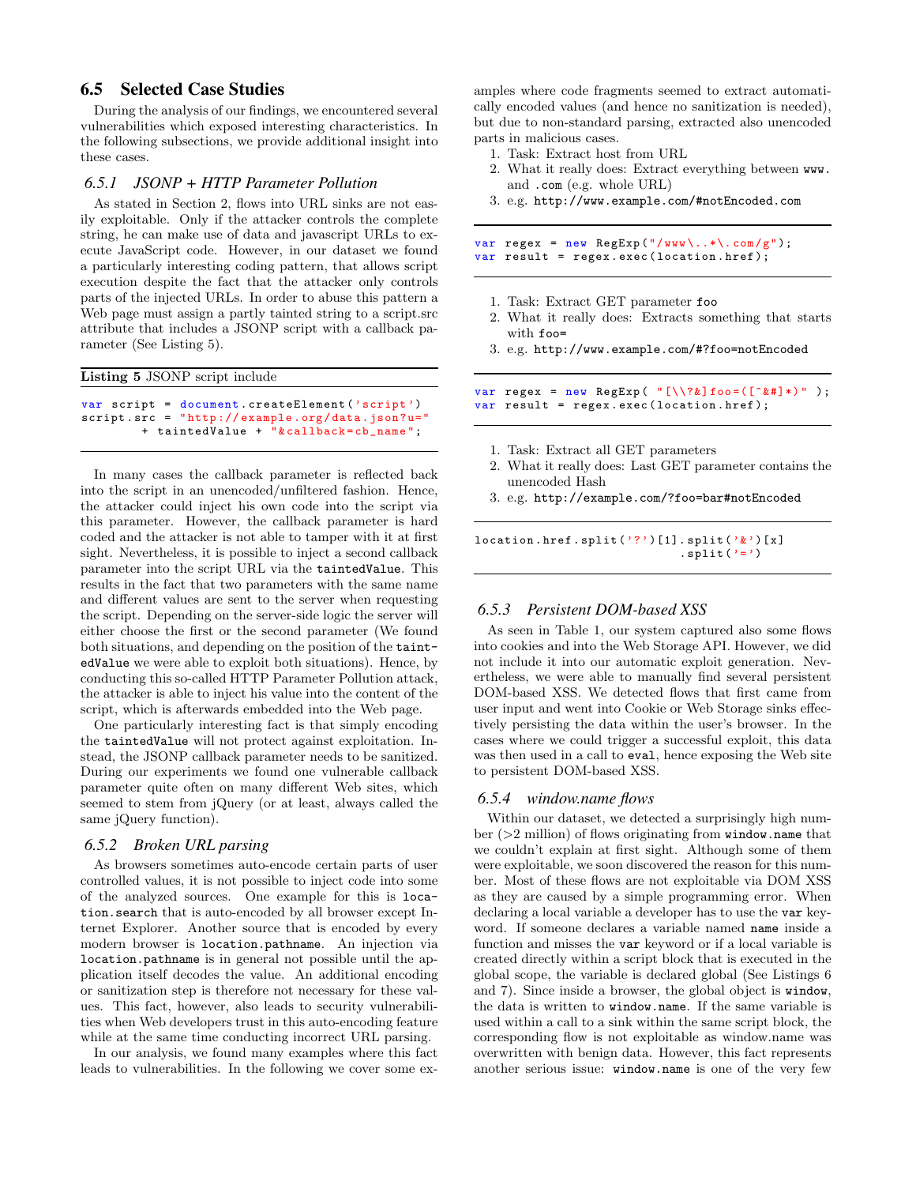## 6.5 Selected Case Studies

During the analysis of our findings, we encountered several vulnerabilities which exposed interesting characteristics. In the following subsections, we provide additional insight into these cases.

### 6.5.1 JSONP + HTTP Parameter Pollution

As stated in Section 2, flows into URL sinks are not easily exploitable. Only if the attacker controls the complete string, he can make use of data and javascript URLs to execute JavaScript code. However, in our dataset we found a particularly interesting coding pattern, that allows script execution despite the fact that the attacker only controls parts of the injected URLs. In order to abuse this pattern a Web page must assign a partly tainted string to a script.src attribute that includes a JSONP script with a callback parameter (See Listing 5).

**Listing 5** JSONP script include

```
var script = document.createElement('script')
script.src = "http://example.org/data.json?u="
        + taintedValue + "&callback=cb_name";
```

In many cases the callback parameter is reflected back into the script in an unencoded/unfiltered fashion. Hence, the attacker could inject his own code into the script via this parameter. However, the callback parameter is hard coded and the attacker is not able to tamper with it at first sight. Nevertheless, it is possible to inject a second callback parameter into the script URL via the `taintedValue`. This results in the fact that two parameters with the same name and different values are sent to the server when requesting the script. Depending on the server-side logic the server will either choose the first or the second parameter (We found both situations, and depending on the position of the `taintedValue` we were able to exploit both situations). Hence, by conducting this so-called HTTP Parameter Pollution attack, the attacker is able to inject his value into the content of the script, which is afterwards embedded into the Web page.

One particularly interesting fact is that simply encoding the `taintedValue` will not protect against exploitation. Instead, the JSONP callback parameter needs to be sanitized. During our experiments we found one vulnerable callback parameter quite often on many different Web sites, which seemed to stem from jQuery (or at least, always called the same jQuery function).

### 6.5.2 Broken URL parsing

As browsers sometimes auto-encode certain parts of user controlled values, it is not possible to inject code into some of the analyzed sources. One example for this is `location.search` that is auto-encoded by all browser except Internet Explorer. Another source that is encoded by every modern browser is `location.pathname`. An injection via `location.pathname` is in general not possible until the application itself decodes the value. An additional encoding or sanitization step is therefore not necessary for these values. This fact, however, also leads to security vulnerabilities when Web developers trust in this auto-encoding feature while at the same time conducting incorrect URL parsing.

In our analysis, we found many examples where this fact leads to vulnerabilities. In the following we cover some examples where code fragments seemed to extract automatically encoded values (and hence no sanitization is needed), but due to non-standard parsing, extracted also unencoded parts in malicious cases.

1. Task: Extract host from URL
2. What it really does: Extract everything between `www.` and `.com` (e.g. whole URL)
3. e.g. `http://www.example.com/#notEncoded.com`

```
var regex = new RegExp("/www\..*\.com/g");
var result = regex.exec(location.href);
```

1. Task: Extract GET parameter `foo`
2. What it really does: Extracts something that starts with `foo=`
3. e.g. `http://www.example.com/#?foo=notEncoded`

```
var regex = new RegExp( "[\\?&]foo=([^&#]*)" );
var result = regex.exec(location.href);
```

1. Task: Extract all GET parameters
2. What it really does: Last GET parameter contains the unencoded Hash
3. e.g. `http://example.com/?foo=bar#notEncoded`

```
location.href.split('?')[1].split('&')[x]
                            .split('=')
```

### 6.5.3 Persistent DOM-based XSS

As seen in Table 1, our system captured also some flows into cookies and into the Web Storage API. However, we did not include it into our automatic exploit generation. Nevertheless, we were able to manually find several persistent DOM-based XSS. We detected flows that first came from user input and went into Cookie or Web Storage sinks effectively persisting the data within the user's browser. In the cases where we could trigger a successful exploit, this data was then used in a call to `eval`, hence exposing the Web site to persistent DOM-based XSS.

### 6.5.4 window.name flows

Within our dataset, we detected a surprisingly high number (>2 million) of flows originating from `window.name` that we couldn't explain at first sight. Although some of them were exploitable, we soon discovered the reason for this number. Most of these flows are not exploitable via DOM XSS as they are caused by a simple programming error. When declaring a local variable a developer has to use the `var` keyword. If someone declares a variable named `name` inside a function and misses the `var` keyword or if a local variable is created directly within a script block that is executed in the global scope, the variable is declared global (See Listings 6 and 7). Since inside a browser, the global object is `window`, the data is written to `window.name`. If the same variable is used within a call to a sink within the same script block, the corresponding flow is not exploitable as window.name was overwritten with benign data. However, this fact represents another serious issue: `window.name` is one of the very few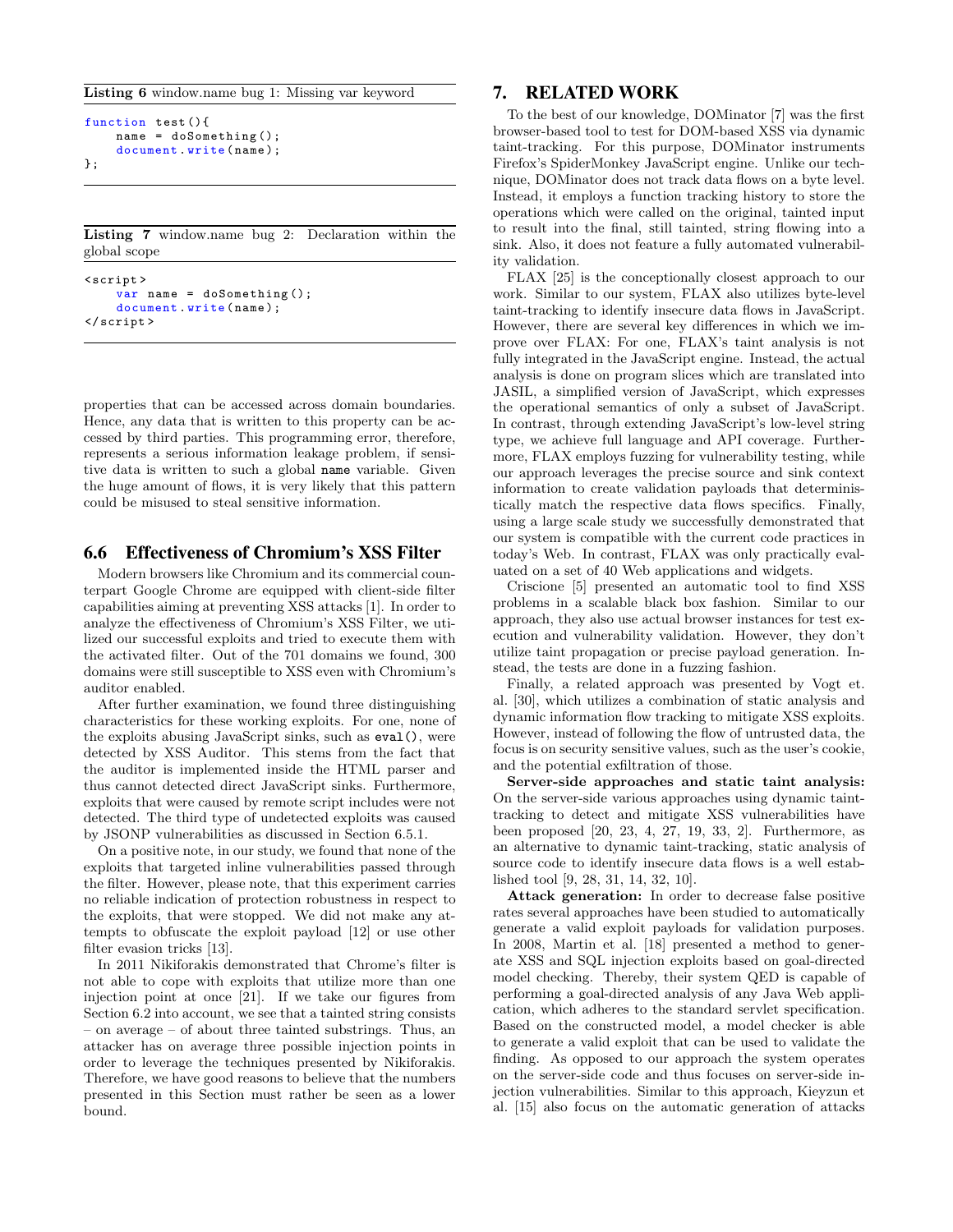**Listing 6** window.name bug 1: Missing var keyword

```
function test(){
    name = doSomething();
    document.write(name);
};
```

**Listing 7** window.name bug 2: Declaration within the global scope

```
<script>
    var name = doSomething();
    document.write(name);
</script>
```

properties that can be accessed across domain boundaries. Hence, any data that is written to this property can be accessed by third parties. This programming error, therefore, represents a serious information leakage problem, if sensitive data is written to such a global `name` variable. Given the huge amount of flows, it is very likely that this pattern could be misused to steal sensitive information.

### 6.6 Effectiveness of Chromium's XSS Filter

Modern browsers like Chromium and its commercial counterpart Google Chrome are equipped with client-side filter capabilities aiming at preventing XSS attacks [1]. In order to analyze the effectiveness of Chromium's XSS Filter, we utilized our successful exploits and tried to execute them with the activated filter. Out of the 701 domains we found, 300 domains were still susceptible to XSS even with Chromium's auditor enabled.

After further examination, we found three distinguishing characteristics for these working exploits. For one, none of the exploits abusing JavaScript sinks, such as `eval()`, were detected by XSS Auditor. This stems from the fact that the auditor is implemented inside the HTML parser and thus cannot detected direct JavaScript sinks. Furthermore, exploits that were caused by remote script includes were not detected. The third type of undetected exploits was caused by JSONP vulnerabilities as discussed in Section 6.5.1.

On a positive note, in our study, we found that none of the exploits that targeted inline vulnerabilities passed through the filter. However, please note, that this experiment carries no reliable indication of protection robustness in respect to the exploits, that were stopped. We did not make any attempts to obfuscate the exploit payload [12] or use other filter evasion tricks [13].

In 2011 Nikiforakis demonstrated that Chrome's filter is not able to cope with exploits that utilize more than one injection point at once [21]. If we take our figures from Section 6.2 into account, we see that a tainted string consists – on average – of about three tainted substrings. Thus, an attacker has on average three possible injection points in order to leverage the techniques presented by Nikiforakis. Therefore, we have good reasons to believe that the numbers presented in this Section must rather be seen as a lower bound.

## 7. RELATED WORK

To the best of our knowledge, DOMinator [7] was the first browser-based tool to test for DOM-based XSS via dynamic taint-tracking. For this purpose, DOMinator instruments Firefox's SpiderMonkey JavaScript engine. Unlike our technique, DOMinator does not track data flows on a byte level. Instead, it employs a function tracking history to store the operations which were called on the original, tainted input to result into the final, still tainted, string flowing into a sink. Also, it does not feature a fully automated vulnerability validation.

FLAX [25] is the conceptionally closest approach to our work. Similar to our system, FLAX also utilizes byte-level taint-tracking to identify insecure data flows in JavaScript. However, there are several key differences in which we improve over FLAX: For one, FLAX's taint analysis is not fully integrated in the JavaScript engine. Instead, the actual analysis is done on program slices which are translated into JASIL, a simplified version of JavaScript, which expresses the operational semantics of only a subset of JavaScript. In contrast, through extending JavaScript's low-level string type, we achieve full language and API coverage. Furthermore, FLAX employs fuzzing for vulnerability testing, while our approach leverages the precise source and sink context information to create validation payloads that deterministically match the respective data flows specifics. Finally, using a large scale study we successfully demonstrated that our system is compatible with the current code practices in today's Web. In contrast, FLAX was only practically evaluated on a set of 40 Web applications and widgets.

Criscione [5] presented an automatic tool to find XSS problems in a scalable black box fashion. Similar to our approach, they also use actual browser instances for test execution and vulnerability validation. However, they don't utilize taint propagation or precise payload generation. Instead, the tests are done in a fuzzing fashion.

Finally, a related approach was presented by Vogt et. al. [30], which utilizes a combination of static analysis and dynamic information flow tracking to mitigate XSS exploits. However, instead of following the flow of untrusted data, the focus is on security sensitive values, such as the user's cookie, and the potential exfiltration of those.

**Server-side approaches and static taint analysis:** On the server-side various approaches using dynamic taint-tracking to detect and mitigate XSS vulnerabilities have been proposed [20, 23, 4, 27, 19, 33, 2]. Furthermore, as an alternative to dynamic taint-tracking, static analysis of source code to identify insecure data flows is a well established tool [9, 28, 31, 14, 32, 10].

**Attack generation:** In order to decrease false positive rates several approaches have been studied to automatically generate a valid exploit payloads for validation purposes. In 2008, Martin et al. [18] presented a method to generate XSS and SQL injection exploits based on goal-directed model checking. Thereby, their system QED is capable of performing a goal-directed analysis of any Java Web application, which adheres to the standard servlet specification. Based on the constructed model, a model checker is able to generate a valid exploit that can be used to validate the finding. As opposed to our approach the system operates on the server-side code and thus focuses on server-side injection vulnerabilities. Similar to this approach, Kieyzun et al. [15] also focus on the automatic generation of attacks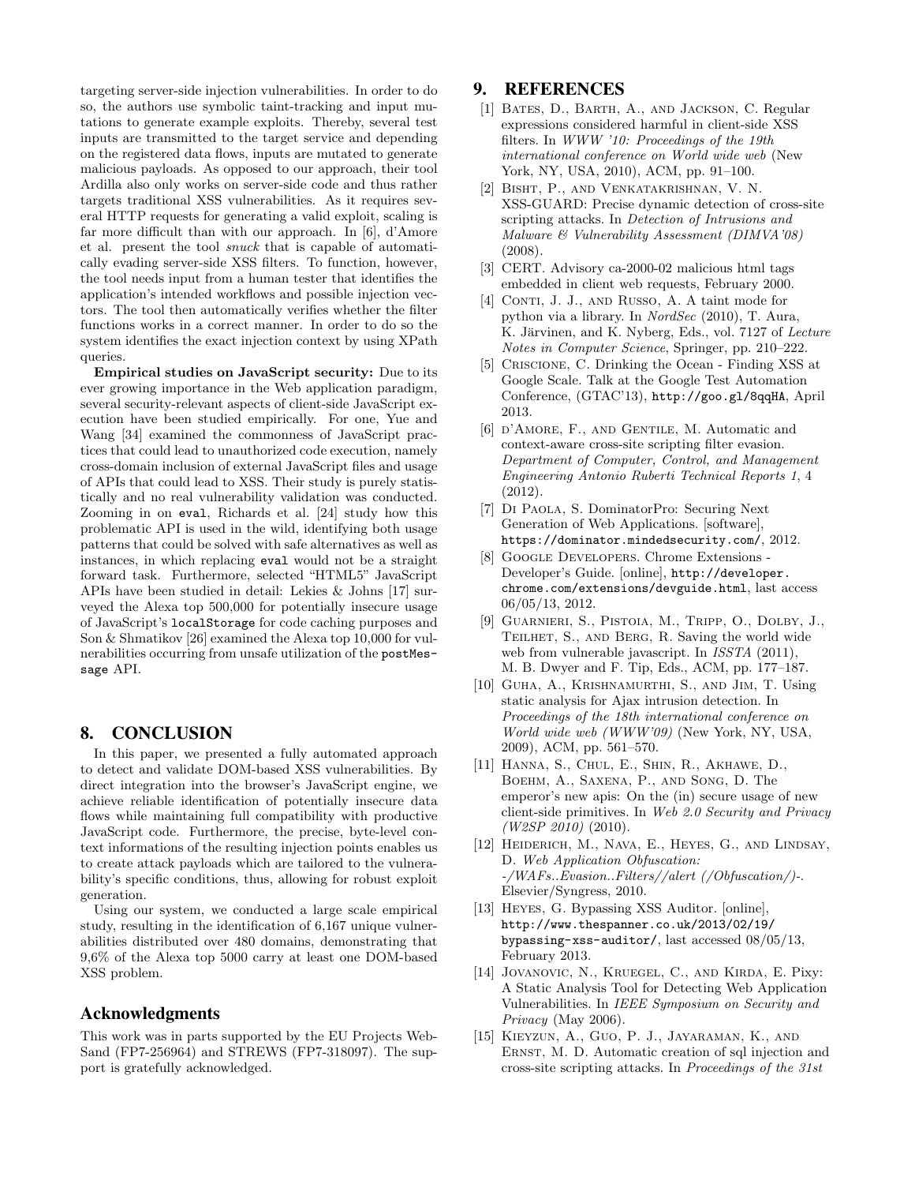targeting server-side injection vulnerabilities. In order to do so, the authors use symbolic taint-tracking and input mutations to generate example exploits. Thereby, several test inputs are transmitted to the target service and depending on the registered data flows, inputs are mutated to generate malicious payloads. As opposed to our approach, their tool Ardilla also only works on server-side code and thus rather targets traditional XSS vulnerabilities. As it requires several HTTP requests for generating a valid exploit, scaling is far more difficult than with our approach. In [6], d'Amore et al. present the tool *snuck* that is capable of automatically evading server-side XSS filters. To function, however, the tool needs input from a human tester that identifies the application's intended workflows and possible injection vectors. The tool then automatically verifies whether the filter functions works in a correct manner. In order to do so the system identifies the exact injection context by using XPath queries.

**Empirical studies on JavaScript security:** Due to its ever growing importance in the Web application paradigm, several security-relevant aspects of client-side JavaScript execution have been studied empirically. For one, Yue and Wang [34] examined the commonness of JavaScript practices that could lead to unauthorized code execution, namely cross-domain inclusion of external JavaScript files and usage of APIs that could lead to XSS. Their study is purely statistically and no real vulnerability validation was conducted. Zooming in on `eval`, Richards et al. [24] study how this problematic API is used in the wild, identifying both usage patterns that could be solved with safe alternatives as well as instances, in which replacing `eval` would not be a straight forward task. Furthermore, selected "HTML5" JavaScript APIs have been studied in detail: Lekies & Johns [17] surveyed the Alexa top 500,000 for potentially insecure usage of JavaScript's `localStorage` for code caching purposes and Son & Shmatikov [26] examined the Alexa top 10,000 for vulnerabilities occurring from unsafe utilization of the `postMessage` API.

## 8. CONCLUSION

In this paper, we presented a fully automated approach to detect and validate DOM-based XSS vulnerabilities. By direct integration into the browser's JavaScript engine, we achieve reliable identification of potentially insecure data flows while maintaining full compatibility with productive JavaScript code. Furthermore, the precise, byte-level context informations of the resulting injection points enables us to create attack payloads which are tailored to the vulnerability's specific conditions, thus, allowing for robust exploit generation.

Using our system, we conducted a large scale empirical study, resulting in the identification of 6,167 unique vulnerabilities distributed over 480 domains, demonstrating that 9,6% of the Alexa top 5000 carry at least one DOM-based XSS problem.

## Acknowledgments

This work was in parts supported by the EU Projects WebSand (FP7-256964) and STREWS (FP7-318097). The support is gratefully acknowledged.

## 9. REFERENCES

[1] Bates, D., Barth, A., and Jackson, C. Regular expressions considered harmful in client-side XSS filters. In *WWW '10: Proceedings of the 19th international conference on World wide web* (New York, NY, USA, 2010), ACM, pp. 91–100.

[2] Bisht, P., and Venkatakrishnan, V. N. XSS-GUARD: Precise dynamic detection of cross-site scripting attacks. In *Detection of Intrusions and Malware & Vulnerability Assessment (DIMVA'08)* (2008).

[3] CERT. Advisory ca-2000-02 malicious html tags embedded in client web requests, February 2000.

[4] Conti, J. J., and Russo, A. A taint mode for python via a library. In *NordSec* (2010), T. Aura, K. Järvinen, and K. Nyberg, Eds., vol. 7127 of *Lecture Notes in Computer Science*, Springer, pp. 210–222.

[5] Criscione, C. Drinking the Ocean - Finding XSS at Google Scale. Talk at the Google Test Automation Conference, (GTAC'13), http://goo.gl/8qqHA, April 2013.

[6] d'Amore, F., and Gentile, M. Automatic and context-aware cross-site scripting filter evasion. *Department of Computer, Control, and Management Engineering Antonio Ruberti Technical Reports 1*, 4 (2012).

[7] Di Paola, S. DominatorPro: Securing Next Generation of Web Applications. [software], https://dominator.mindedsecurity.com/, 2012.

[8] Google Developers. Chrome Extensions - Developer's Guide. [online], http://developer.chrome.com/extensions/devguide.html, last access 06/05/13, 2012.

[9] Guarnieri, S., Pistoia, M., Tripp, O., Dolby, J., Teilhet, S., and Berg, R. Saving the world wide web from vulnerable javascript. In *ISSTA* (2011), M. B. Dwyer and F. Tip, Eds., ACM, pp. 177–187.

[10] Guha, A., Krishnamurthi, S., and Jim, T. Using static analysis for Ajax intrusion detection. In *Proceedings of the 18th international conference on World wide web (WWW'09)* (New York, NY, USA, 2009), ACM, pp. 561–570.

[11] Hanna, S., Chul, E., Shin, R., Akhawe, D., Boehm, A., Saxena, P., and Song, D. The emperor's new apis: On the (in) secure usage of new client-side primitives. In *Web 2.0 Security and Privacy (W2SP 2010)* (2010).

[12] Heiderich, M., Nava, E., Heyes, G., and Lindsay, D. *Web Application Obfuscation: -/WAFs..Evasion..Filters//alert (/Obfuscation/)-*. Elsevier/Syngress, 2010.

[13] Heyes, G. Bypassing XSS Auditor. [online], http://www.thespanner.co.uk/2013/02/19/bypassing-xss-auditor/, last accessed 08/05/13, February 2013.

[14] Jovanovic, N., Kruegel, C., and Kirda, E. Pixy: A Static Analysis Tool for Detecting Web Application Vulnerabilities. In *IEEE Symposium on Security and Privacy* (May 2006).

[15] Kieyzun, A., Guo, P. J., Jayaraman, K., and Ernst, M. D. Automatic creation of sql injection and cross-site scripting attacks. In *Proceedings of the 31st*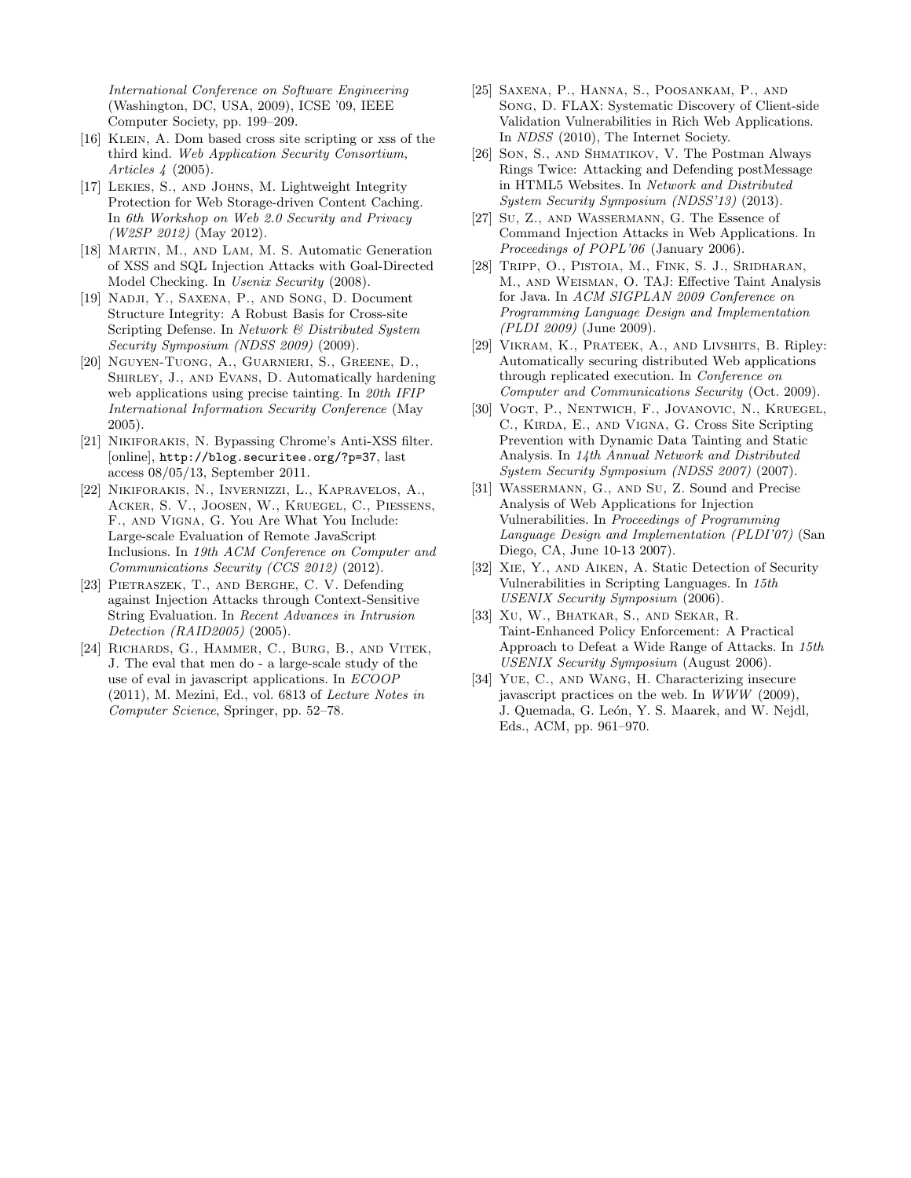International Conference on Software Engineering (Washington, DC, USA, 2009), ICSE '09, IEEE Computer Society, pp. 199–209.

[16] Klein, A. Dom based cross site scripting or xss of the third kind. *Web Application Security Consortium, Articles 4* (2005).

[17] Lekies, S., and Johns, M. Lightweight Integrity Protection for Web Storage-driven Content Caching. In *6th Workshop on Web 2.0 Security and Privacy (W2SP 2012)* (May 2012).

[18] Martin, M., and Lam, M. S. Automatic Generation of XSS and SQL Injection Attacks with Goal-Directed Model Checking. In *Usenix Security* (2008).

[19] Nadji, Y., Saxena, P., and Song, D. Document Structure Integrity: A Robust Basis for Cross-site Scripting Defense. In *Network & Distributed System Security Symposium (NDSS 2009)* (2009).

[20] Nguyen-Tuong, A., Guarnieri, S., Greene, D., Shirley, J., and Evans, D. Automatically hardening web applications using precise tainting. In *20th IFIP International Information Security Conference* (May 2005).

[21] Nikiforakis, N. Bypassing Chrome's Anti-XSS filter. [online], `http://blog.securitee.org/?p=37`, last access 08/05/13, September 2011.

[22] Nikiforakis, N., Invernizzi, L., Kapravelos, A., Acker, S. V., Joosen, W., Kruegel, C., Piessens, F., and Vigna, G. You Are What You Include: Large-scale Evaluation of Remote JavaScript Inclusions. In *19th ACM Conference on Computer and Communications Security (CCS 2012)* (2012).

[23] Pietraszek, T., and Berghe, C. V. Defending against Injection Attacks through Context-Sensitive String Evaluation. In *Recent Advances in Intrusion Detection (RAID2005)* (2005).

[24] Richards, G., Hammer, C., Burg, B., and Vitek, J. The eval that men do - a large-scale study of the use of eval in javascript applications. In *ECOOP* (2011), M. Mezini, Ed., vol. 6813 of *Lecture Notes in Computer Science*, Springer, pp. 52–78.

[25] Saxena, P., Hanna, S., Poosankam, P., and Song, D. FLAX: Systematic Discovery of Client-side Validation Vulnerabilities in Rich Web Applications. In *NDSS* (2010), The Internet Society.

[26] Son, S., and Shmatikov, V. The Postman Always Rings Twice: Attacking and Defending postMessage in HTML5 Websites. In *Network and Distributed System Security Symposium (NDSS'13)* (2013).

[27] Su, Z., and Wassermann, G. The Essence of Command Injection Attacks in Web Applications. In *Proceedings of POPL'06* (January 2006).

[28] Tripp, O., Pistoia, M., Fink, S. J., Sridharan, M., and Weisman, O. TAJ: Effective Taint Analysis for Java. In *ACM SIGPLAN 2009 Conference on Programming Language Design and Implementation (PLDI 2009)* (June 2009).

[29] Vikram, K., Prateek, A., and Livshits, B. Ripley: Automatically securing distributed Web applications through replicated execution. In *Conference on Computer and Communications Security* (Oct. 2009).

[30] Vogt, P., Nentwich, F., Jovanovic, N., Kruegel, C., Kirda, E., and Vigna, G. Cross Site Scripting Prevention with Dynamic Data Tainting and Static Analysis. In *14th Annual Network and Distributed System Security Symposium (NDSS 2007)* (2007).

[31] Wassermann, G., and Su, Z. Sound and Precise Analysis of Web Applications for Injection Vulnerabilities. In *Proceedings of Programming Language Design and Implementation (PLDI'07)* (San Diego, CA, June 10-13 2007).

[32] Xie, Y., and Aiken, A. Static Detection of Security Vulnerabilities in Scripting Languages. In *15th USENIX Security Symposium* (2006).

[33] Xu, W., Bhatkar, S., and Sekar, R. Taint-Enhanced Policy Enforcement: A Practical Approach to Defeat a Wide Range of Attacks. In *15th USENIX Security Symposium* (August 2006).

[34] Yue, C., and Wang, H. Characterizing insecure javascript practices on the web. In *WWW* (2009), J. Quemada, G. León, Y. S. Maarek, and W. Nejdl, Eds., ACM, pp. 961–970.